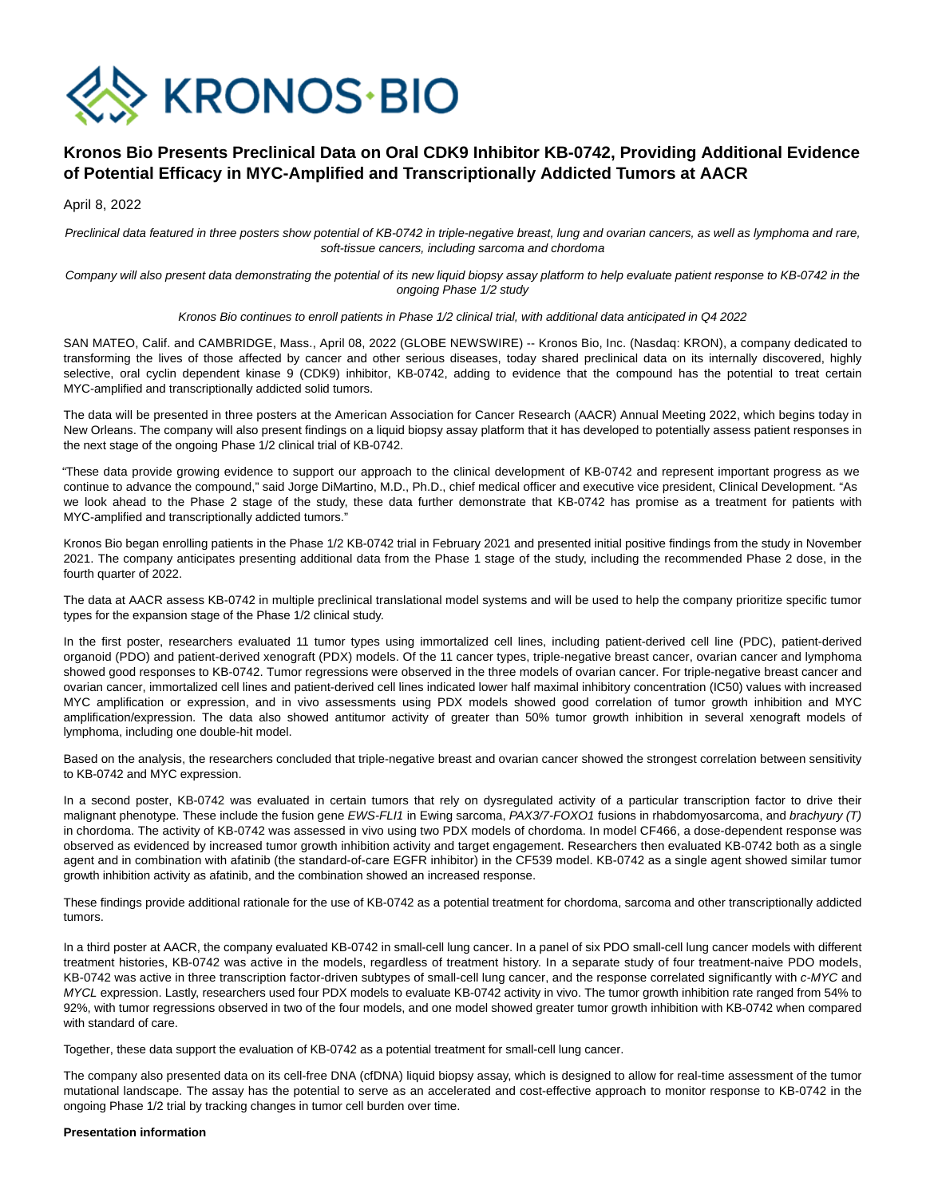# Kronos Bio Presents Preclinical Data on Oral CDK9 Inhibitor KB-0742, Providing Additional Evidence of Potential Efficacy in MYC-Amplified and Transcriptionally Addicted Tumors at AACR

April 8, 2022

*Preclinical data featured in three posters show potential of KB-0742 in triple-negative breast, lung and ovarian cancers, as well as lymphoma and rare, soft-tissue cancers, including sarcoma and chordoma*

*Company will also present data demonstrating the potential of its new liquid biopsy assay platform to help evaluate patient response to KB-0742 in the ongoing Phase 1/2 study*

*Kronos Bio continues to enroll patients in Phase 1/2 clinical trial, with additional data anticipated in Q4 2022*

SAN MATEO, Calif. and CAMBRIDGE, Mass., April 08, 2022 (GLOBE NEWSWIRE) -- Kronos Bio, Inc. (Nasdaq: KRON), a company dedicated to transforming the lives of those affected by cancer and other serious diseases, today shared preclinical data on its internally discovered, highly selective, oral cyclin dependent kinase 9 (CDK9) inhibitor, KB-0742, adding to evidence that the compound has the potential to treat certain MYC-amplified and transcriptionally addicted solid tumors.

The data will be presented in three posters at the American Association for Cancer Research (AACR) Annual Meeting 2022, which begins today in New Orleans. The company will also present findings on a liquid biopsy assay platform that it has developed to potentially assess patient responses in the next stage of the ongoing Phase 1/2 clinical trial of KB-0742.

"These data provide growing evidence to support our approach to the clinical development of KB-0742 and represent important progress as we continue to advance the compound," said Jorge DiMartino, M.D., Ph.D., chief medical officer and executive vice president, Clinical Development. "As we look ahead to the Phase 2 stage of the study, these data further demonstrate that KB-0742 has promise as a treatment for patients with MYC-amplified and transcriptionally addicted tumors."

Kronos Bio began enrolling patients in the Phase 1/2 KB-0742 trial in February 2021 and presented initial positive findings from the study in November 2021. The company anticipates presenting additional data from the Phase 1 stage of the study, including the recommended Phase 2 dose, in the fourth quarter of 2022.

The data at AACR assess KB-0742 in multiple preclinical translational model systems and will be used to help the company prioritize specific tumor types for the expansion stage of the Phase 1/2 clinical study.

In the first poster, researchers evaluated 11 tumor types using immortalized cell lines, including patient-derived cell line (PDC), patient-derived organoid (PDO) and patient-derived xenograft (PDX) models. Of the 11 cancer types, triple-negative breast cancer, ovarian cancer and lymphoma showed good responses to KB-0742. Tumor regressions were observed in the three models of ovarian cancer. For triple-negative breast cancer and ovarian cancer, immortalized cell lines and patient-derived cell lines indicated lower half maximal inhibitory concentration (IC50) values with increased MYC amplification or expression, and in vivo assessments using PDX models showed good correlation of tumor growth inhibition and MYC amplification/expression. The data also showed antitumor activity of greater than 50% tumor growth inhibition in several xenograft models of lymphoma, including one double-hit model.

Based on the analysis, the researchers concluded that triple-negative breast and ovarian cancer showed the strongest correlation between sensitivity to KB-0742 and MYC expression.

In a second poster, KB-0742 was evaluated in certain tumors that rely on dysregulated activity of a particular transcription factor to drive their malignant phenotype. These include the fusion gene *EWS-FLI1* in Ewing sarcoma, *PAX3/7-FOXO1* fusions in rhabdomyosarcoma, and *brachyury (T)* in chordoma. The activity of KB-0742 was assessed in vivo using two PDX models of chordoma. In model CF466, a dose-dependent response was observed as evidenced by increased tumor growth inhibition activity and target engagement. Researchers then evaluated KB-0742 both as a single agent and in combination with afatinib (the standard-of-care EGFR inhibitor) in the CF539 model. KB-0742 as a single agent showed similar tumor growth inhibition activity as afatinib, and the combination showed an increased response.

These findings provide additional rationale for the use of KB-0742 as a potential treatment for chordoma, sarcoma and other transcriptionally addicted tumors.

In a third poster at AACR, the company evaluated KB-0742 in small-cell lung cancer. In a panel of six PDO small-cell lung cancer models with different treatment histories, KB-0742 was active in the models, regardless of treatment history. In a separate study of four treatment-naive PDO models, KB-0742 was active in three transcription factor-driven subtypes of small-cell lung cancer, and the response correlated significantly with *c-MYC* and *MYCL* expression. Lastly, researchers used four PDX models to evaluate KB-0742 activity in vivo. The tumor growth inhibition rate ranged from 54% to 92%, with tumor regressions observed in two of the four models, and one model showed greater tumor growth inhibition with KB-0742 when compared with standard of care.

Together, these data support the evaluation of KB-0742 as a potential treatment for small-cell lung cancer.

The company also presented data on its cell-free DNA (cfDNA) liquid biopsy assay, which is designed to allow for real-time assessment of the tumor mutational landscape. The assay has the potential to serve as an accelerated and cost-effective approach to monitor response to KB-0742 in the ongoing Phase 1/2 trial by tracking changes in tumor cell burden over time.

**Presentation information**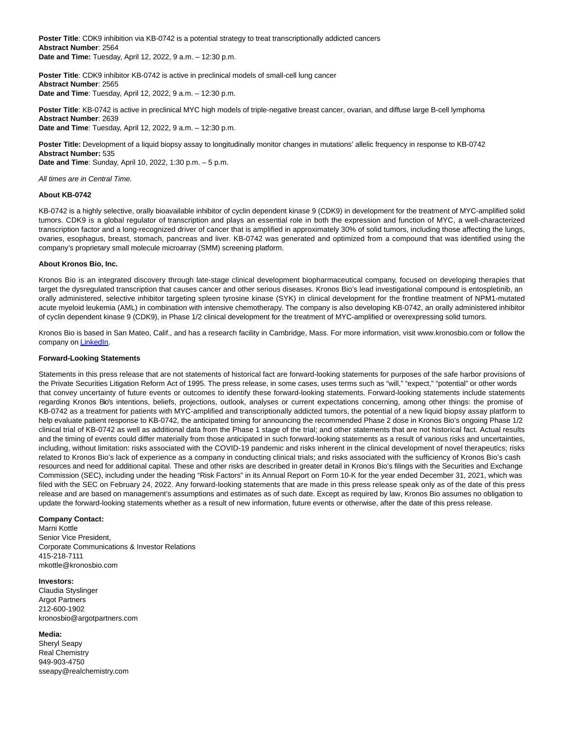**Poster Title**: CDK9 inhibition via KB-0742 is a potential strategy to treat transcriptionally addicted cancers
**Abstract Number**: 2564
**Date and Time:** Tuesday, April 12, 2022, 9 a.m. – 12:30 p.m.

**Poster Title**: CDK9 inhibitor KB-0742 is active in preclinical models of small-cell lung cancer
**Abstract Number**: 2565
**Date and Time**: Tuesday, April 12, 2022, 9 a.m. – 12:30 p.m.

**Poster Title**: KB-0742 is active in preclinical MYC high models of triple-negative breast cancer, ovarian, and diffuse large B-cell lymphoma
**Abstract Number**: 2639
**Date and Time**: Tuesday, April 12, 2022, 9 a.m. – 12:30 p.m.

**Poster Title:** Development of a liquid biopsy assay to longitudinally monitor changes in mutations' allelic frequency in response to KB-0742
**Abstract Number:** 535
**Date and Time**: Sunday, April 10, 2022, 1:30 p.m. – 5 p.m.

*All times are in Central Time.*

**About KB-0742**

KB-0742 is a highly selective, orally bioavailable inhibitor of cyclin dependent kinase 9 (CDK9) in development for the treatment of MYC-amplified solid tumors. CDK9 is a global regulator of transcription and plays an essential role in both the expression and function of MYC, a well-characterized transcription factor and a long-recognized driver of cancer that is amplified in approximately 30% of solid tumors, including those affecting the lungs, ovaries, esophagus, breast, stomach, pancreas and liver. KB-0742 was generated and optimized from a compound that was identified using the company's proprietary small molecule microarray (SMM) screening platform.

**About Kronos Bio, Inc.**

Kronos Bio is an integrated discovery through late-stage clinical development biopharmaceutical company, focused on developing therapies that target the dysregulated transcription that causes cancer and other serious diseases. Kronos Bio's lead investigational compound is entospletinib, an orally administered, selective inhibitor targeting spleen tyrosine kinase (SYK) in clinical development for the frontline treatment of NPM1-mutated acute myeloid leukemia (AML) in combination with intensive chemotherapy. The company is also developing KB-0742, an orally administered inhibitor of cyclin dependent kinase 9 (CDK9), in Phase 1/2 clinical development for the treatment of MYC-amplified or overexpressing solid tumors.

Kronos Bio is based in San Mateo, Calif., and has a research facility in Cambridge, Mass. For more information, visit www.kronosbio.com or follow the company on LinkedIn.

**Forward-Looking Statements**

Statements in this press release that are not statements of historical fact are forward-looking statements for purposes of the safe harbor provisions of the Private Securities Litigation Reform Act of 1995. The press release, in some cases, uses terms such as "will," "expect," "potential" or other words that convey uncertainty of future events or outcomes to identify these forward-looking statements. Forward-looking statements include statements regarding Kronos Bio's intentions, beliefs, projections, outlook, analyses or current expectations concerning, among other things: the promise of KB-0742 as a treatment for patients with MYC-amplified and transcriptionally addicted tumors, the potential of a new liquid biopsy assay platform to help evaluate patient response to KB-0742, the anticipated timing for announcing the recommended Phase 2 dose in Kronos Bio's ongoing Phase 1/2 clinical trial of KB-0742 as well as additional data from the Phase 1 stage of the trial; and other statements that are not historical fact. Actual results and the timing of events could differ materially from those anticipated in such forward-looking statements as a result of various risks and uncertainties, including, without limitation: risks associated with the COVID-19 pandemic and risks inherent in the clinical development of novel therapeutics; risks related to Kronos Bio's lack of experience as a company in conducting clinical trials; and risks associated with the sufficiency of Kronos Bio's cash resources and need for additional capital. These and other risks are described in greater detail in Kronos Bio's filings with the Securities and Exchange Commission (SEC), including under the heading "Risk Factors" in its Annual Report on Form 10-K for the year ended December 31, 2021, which was filed with the SEC on February 24, 2022. Any forward-looking statements that are made in this press release speak only as of the date of this press release and are based on management's assumptions and estimates as of such date. Except as required by law, Kronos Bio assumes no obligation to update the forward-looking statements whether as a result of new information, future events or otherwise, after the date of this press release.

**Company Contact:**
Marni Kottle
Senior Vice President,
Corporate Communications & Investor Relations
415-218-7111
mkottle@kronosbio.com

**Investors:**
Claudia Styslinger
Argot Partners
212-600-1902
kronosbio@argotpartners.com

**Media:**
Sheryl Seapy
Real Chemistry
949-903-4750
sseapy@realchemistry.com